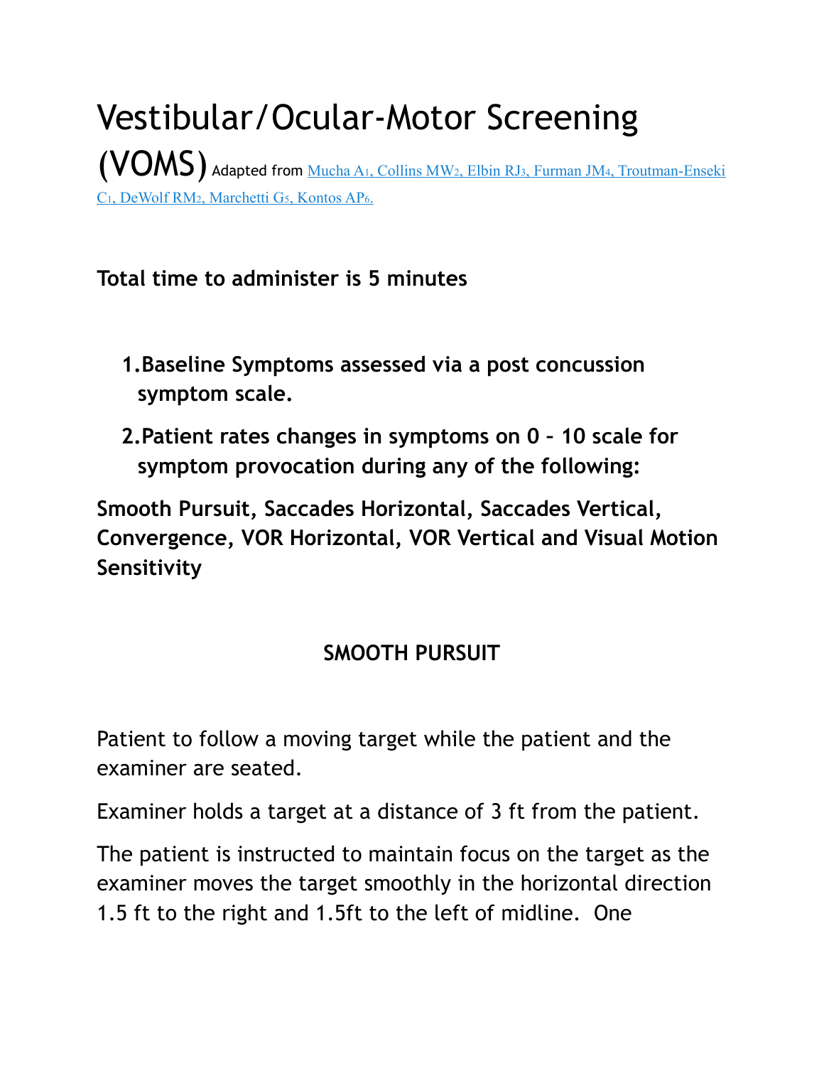# Vestibular/Ocular-Motor Screening (VOMS)

Adapted from Mucha A[1], Collins MW[2], Elbin RJ[3], Furman JM[4], Troutman-Enseki C[1], DeWolf RM[2], Marchetti G[5], Kontos AP[6].

**Total time to administer is 5 minutes**

1. **Baseline Symptoms assessed via a post concussion symptom scale.**
2. **Patient rates changes in symptoms on 0 – 10 scale for symptom provocation during any of the following:**

**Smooth Pursuit, Saccades Horizontal, Saccades Vertical, Convergence, VOR Horizontal, VOR Vertical and Visual Motion Sensitivity**

## SMOOTH PURSUIT

Patient to follow a moving target while the patient and the examiner are seated.

Examiner holds a target at a distance of 3 ft from the patient.

The patient is instructed to maintain focus on the target as the examiner moves the target smoothly in the horizontal direction 1.5 ft to the right and 1.5ft to the left of midline. One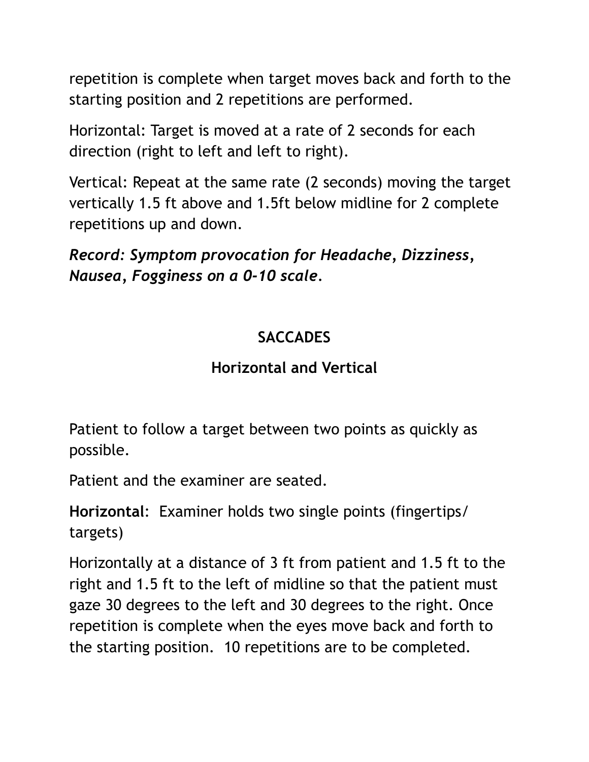repetition is complete when target moves back and forth to the starting position and 2 repetitions are performed.

Horizontal: Target is moved at a rate of 2 seconds for each direction (right to left and left to right).

Vertical: Repeat at the same rate (2 seconds) moving the target vertically 1.5 ft above and 1.5ft below midline for 2 complete repetitions up and down.

***Record: Symptom provocation for Headache, Dizziness, Nausea, Fogginess on a 0-10 scale.***

## SACCADES

### Horizontal and Vertical

Patient to follow a target between two points as quickly as possible.

Patient and the examiner are seated.

**Horizontal**: Examiner holds two single points (fingertips/ targets)

Horizontally at a distance of 3 ft from patient and 1.5 ft to the right and 1.5 ft to the left of midline so that the patient must gaze 30 degrees to the left and 30 degrees to the right. Once repetition is complete when the eyes move back and forth to the starting position. 10 repetitions are to be completed.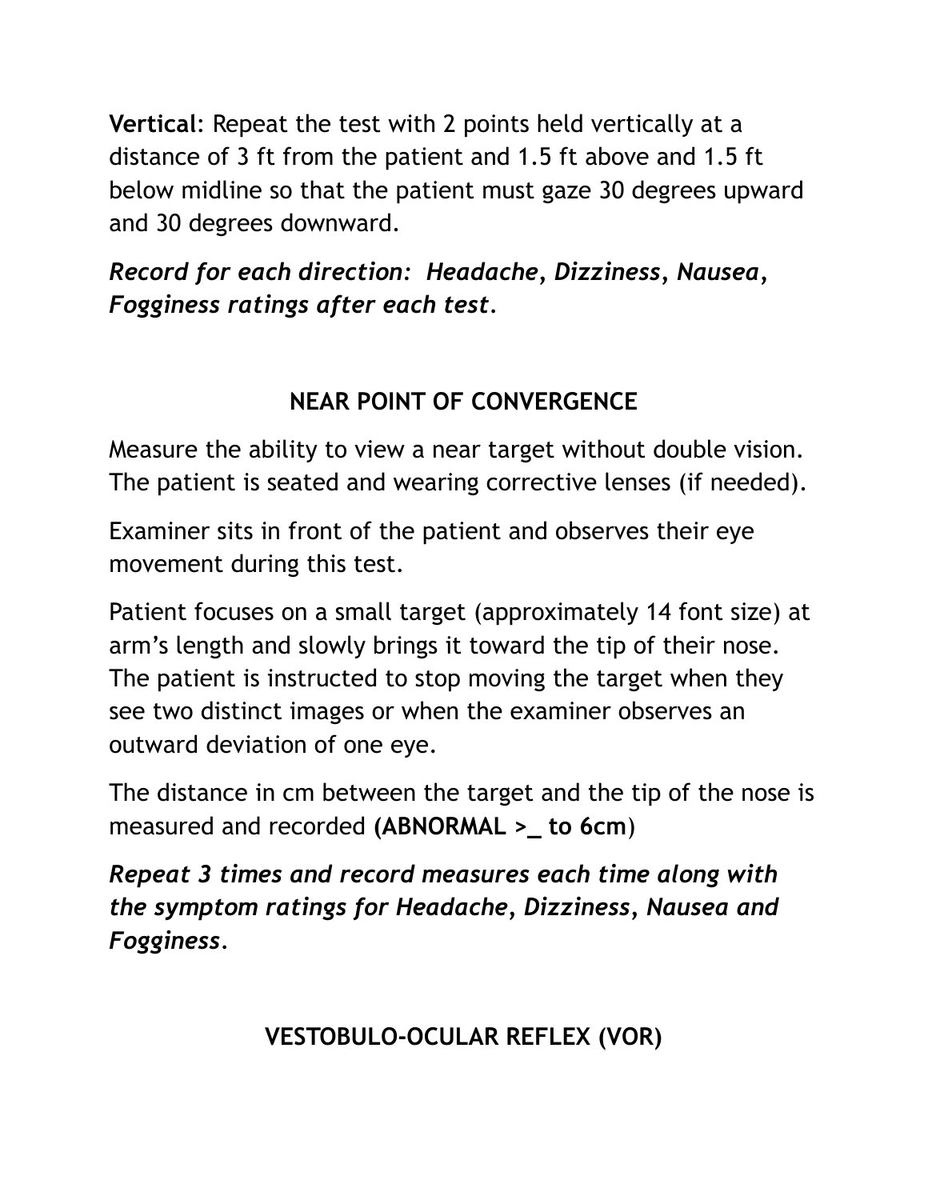**Vertical**: Repeat the test with 2 points held vertically at a distance of 3 ft from the patient and 1.5 ft above and 1.5 ft below midline so that the patient must gaze 30 degrees upward and 30 degrees downward.

***Record for each direction: Headache, Dizziness, Nausea, Fogginess ratings after each test.***

## NEAR POINT OF CONVERGENCE

Measure the ability to view a near target without double vision. The patient is seated and wearing corrective lenses (if needed).

Examiner sits in front of the patient and observes their eye movement during this test.

Patient focuses on a small target (approximately 14 font size) at arm's length and slowly brings it toward the tip of their nose. The patient is instructed to stop moving the target when they see two distinct images or when the examiner observes an outward deviation of one eye.

The distance in cm between the target and the tip of the nose is measured and recorded **(ABNORMAL >_ to 6cm**)

***Repeat 3 times and record measures each time along with the symptom ratings for Headache, Dizziness, Nausea and Fogginess.***

## VESTOBULO-OCULAR REFLEX (VOR)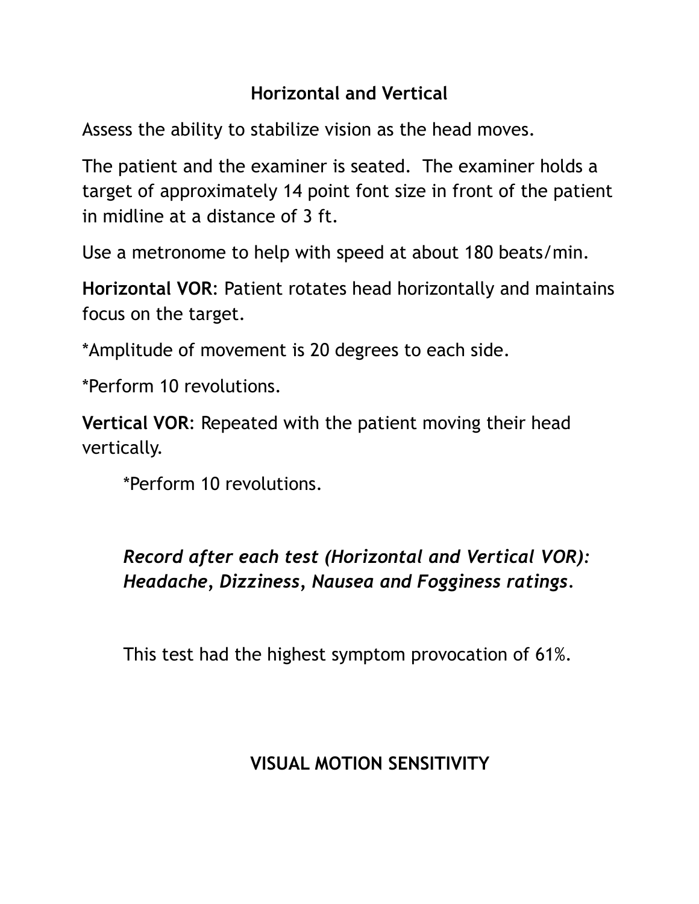## Horizontal and Vertical

Assess the ability to stabilize vision as the head moves.

The patient and the examiner is seated. The examiner holds a target of approximately 14 point font size in front of the patient in midline at a distance of 3 ft.

Use a metronome to help with speed at about 180 beats/min.

**Horizontal VOR**: Patient rotates head horizontally and maintains focus on the target.

*Amplitude of movement is 20 degrees to each side.

*Perform 10 revolutions.

**Vertical VOR**: Repeated with the patient moving their head vertically.

*Perform 10 revolutions.

***Record after each test (Horizontal and Vertical VOR): Headache, Dizziness, Nausea and Fogginess ratings.***

This test had the highest symptom provocation of 61%.

## VISUAL MOTION SENSITIVITY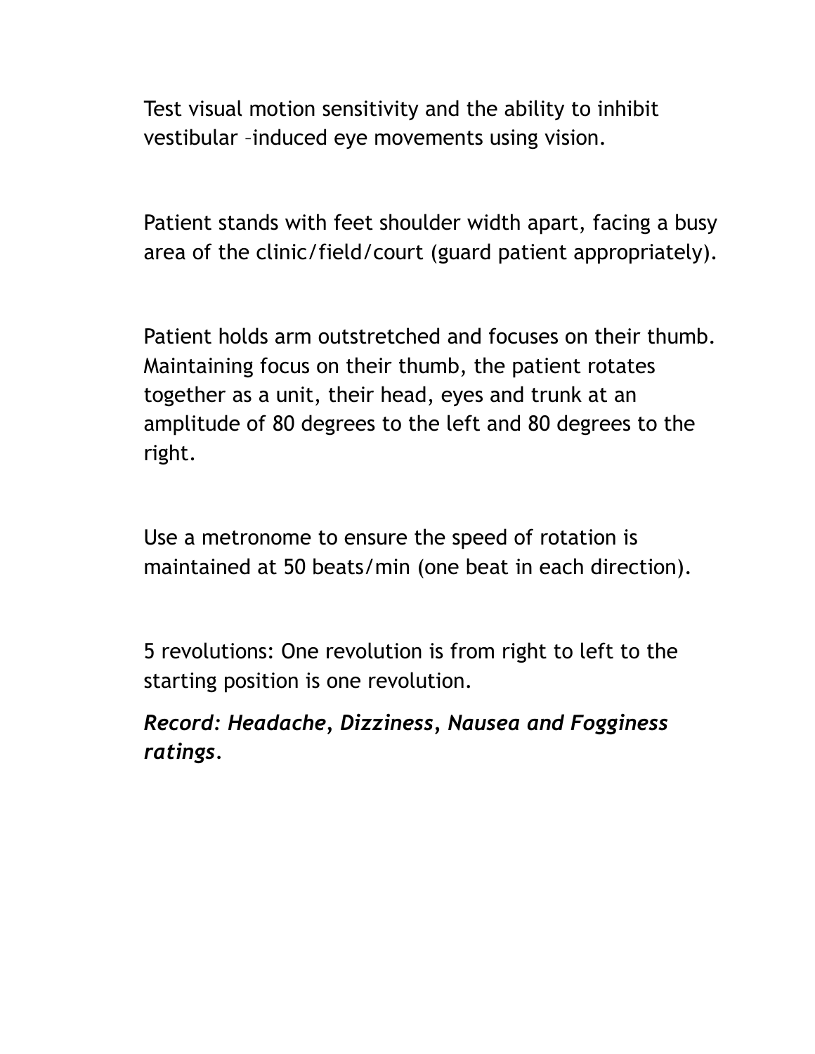Test visual motion sensitivity and the ability to inhibit vestibular –induced eye movements using vision.

Patient stands with feet shoulder width apart, facing a busy area of the clinic/field/court (guard patient appropriately).

Patient holds arm outstretched and focuses on their thumb. Maintaining focus on their thumb, the patient rotates together as a unit, their head, eyes and trunk at an amplitude of 80 degrees to the left and 80 degrees to the right.

Use a metronome to ensure the speed of rotation is maintained at 50 beats/min (one beat in each direction).

5 revolutions: One revolution is from right to left to the starting position is one revolution.

***Record: Headache, Dizziness, Nausea and Fogginess ratings.***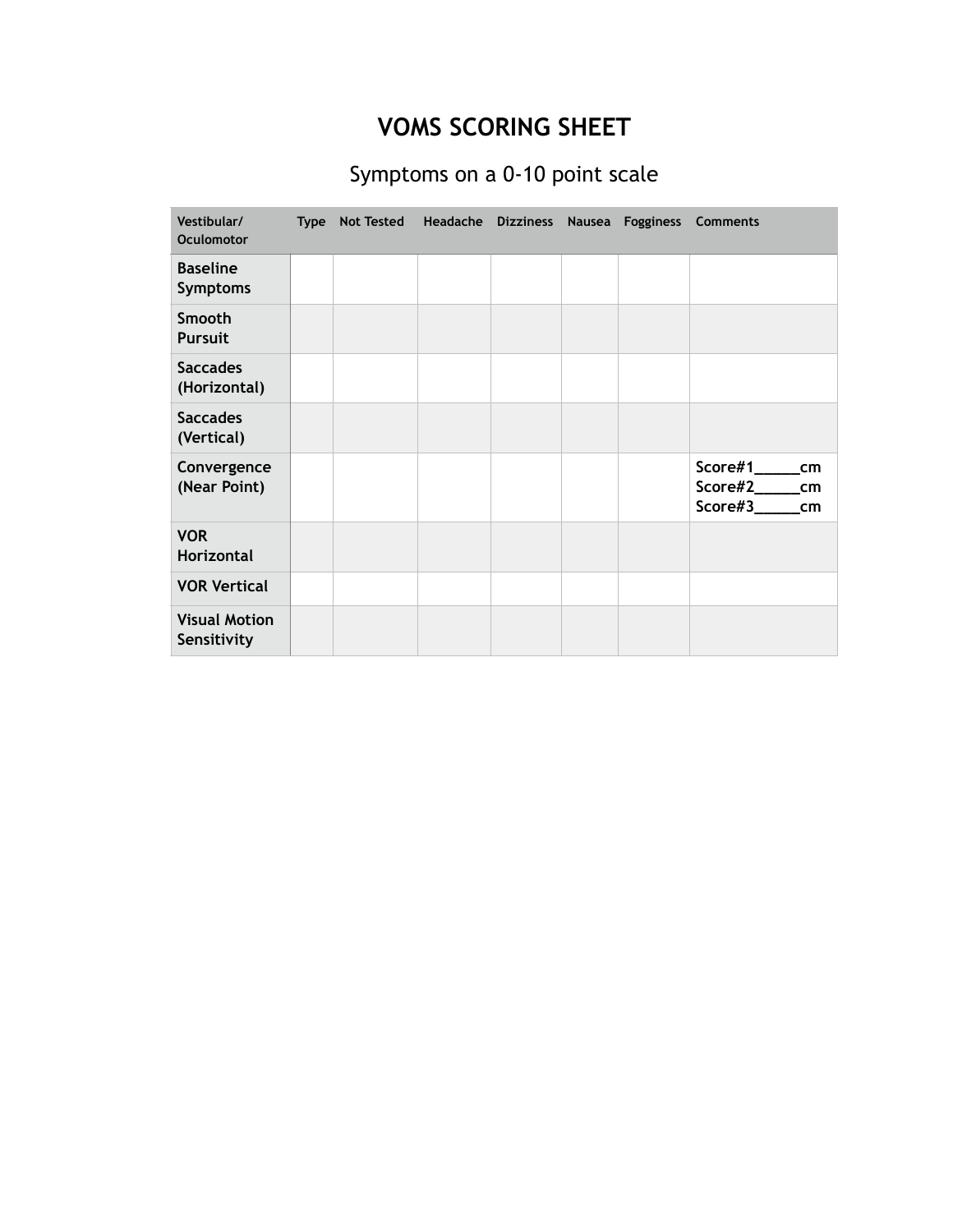# VOMS SCORING SHEET

Symptoms on a 0-10 point scale

| Vestibular/ Oculomotor | Type | Not Tested | Headache | Dizziness | Nausea | Fogginess | Comments |
|---|---|---|---|---|---|---|---|
| **Baseline Symptoms** | | | | | | | |
| **Smooth Pursuit** | | | | | | | |
| **Saccades (Horizontal)** | | | | | | | |
| **Saccades (Vertical)** | | | | | | | |
| **Convergence (Near Point)** | | | | | | | Score#1______cm<br>Score#2______cm<br>Score#3______cm |
| **VOR Horizontal** | | | | | | | |
| **VOR Vertical** | | | | | | | |
| **Visual Motion Sensitivity** | | | | | | | |